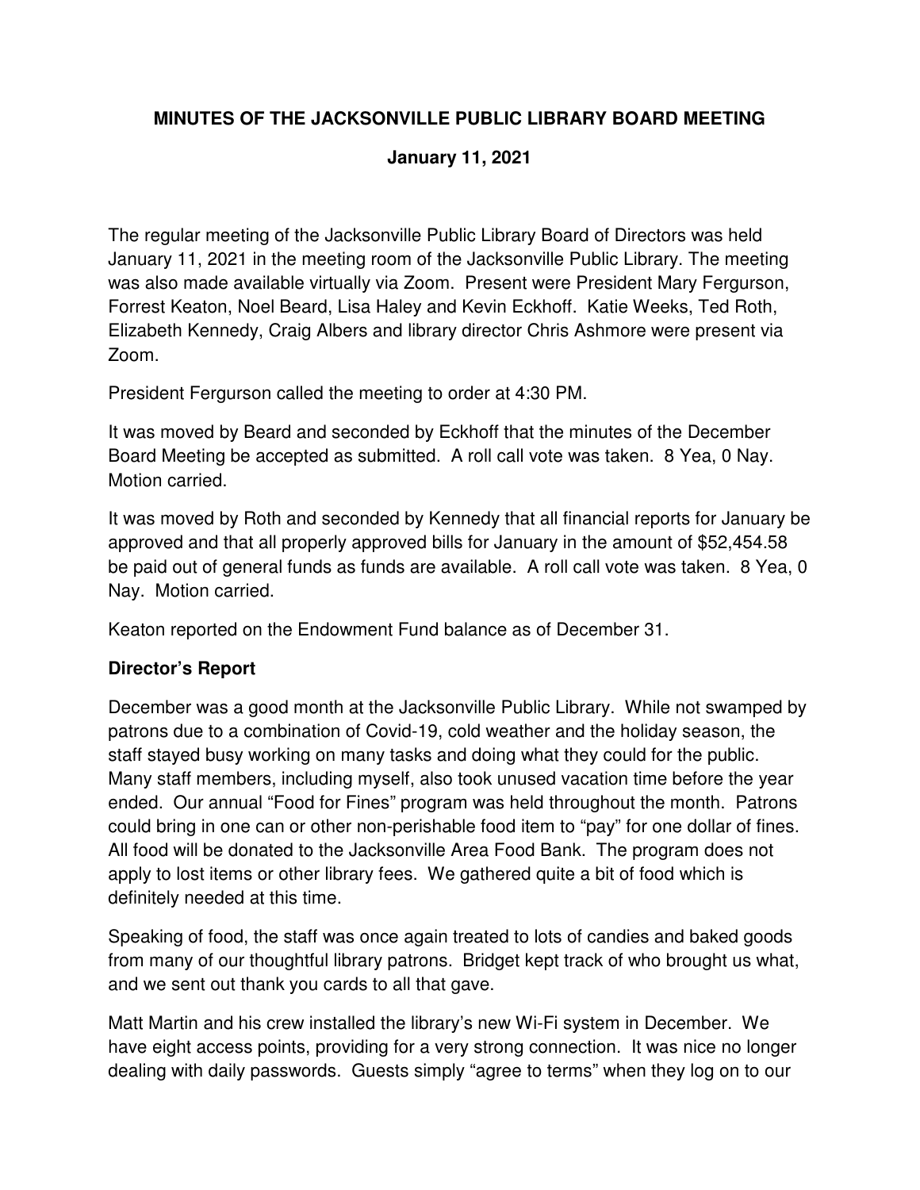**MINUTES OF THE JACKSONVILLE PUBLIC LIBRARY BOARD MEETING**

**January 11, 2021**

The regular meeting of the Jacksonville Public Library Board of Directors was held January 11, 2021 in the meeting room of the Jacksonville Public Library. The meeting was also made available virtually via Zoom. Present were President Mary Fergurson, Forrest Keaton, Noel Beard, Lisa Haley and Kevin Eckhoff. Katie Weeks, Ted Roth, Elizabeth Kennedy, Craig Albers and library director Chris Ashmore were present via Zoom.

President Fergurson called the meeting to order at 4:30 PM.

It was moved by Beard and seconded by Eckhoff that the minutes of the December Board Meeting be accepted as submitted. A roll call vote was taken. 8 Yea, 0 Nay. Motion carried.

It was moved by Roth and seconded by Kennedy that all financial reports for January be approved and that all properly approved bills for January in the amount of $52,454.58 be paid out of general funds as funds are available. A roll call vote was taken. 8 Yea, 0 Nay. Motion carried.

Keaton reported on the Endowment Fund balance as of December 31.

## Director's Report

December was a good month at the Jacksonville Public Library. While not swamped by patrons due to a combination of Covid-19, cold weather and the holiday season, the staff stayed busy working on many tasks and doing what they could for the public. Many staff members, including myself, also took unused vacation time before the year ended. Our annual "Food for Fines" program was held throughout the month. Patrons could bring in one can or other non-perishable food item to "pay" for one dollar of fines. All food will be donated to the Jacksonville Area Food Bank. The program does not apply to lost items or other library fees. We gathered quite a bit of food which is definitely needed at this time.

Speaking of food, the staff was once again treated to lots of candies and baked goods from many of our thoughtful library patrons. Bridget kept track of who brought us what, and we sent out thank you cards to all that gave.

Matt Martin and his crew installed the library's new Wi-Fi system in December. We have eight access points, providing for a very strong connection. It was nice no longer dealing with daily passwords. Guests simply "agree to terms" when they log on to our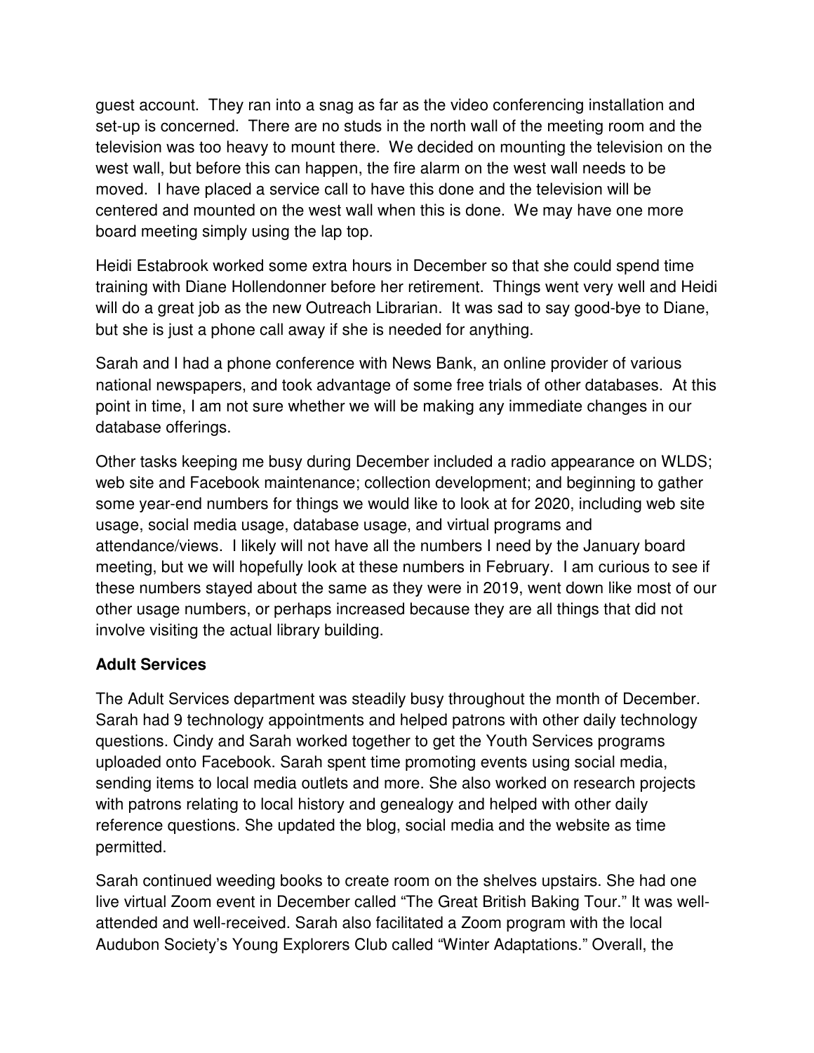guest account. They ran into a snag as far as the video conferencing installation and set-up is concerned. There are no studs in the north wall of the meeting room and the television was too heavy to mount there. We decided on mounting the television on the west wall, but before this can happen, the fire alarm on the west wall needs to be moved. I have placed a service call to have this done and the television will be centered and mounted on the west wall when this is done. We may have one more board meeting simply using the lap top.

Heidi Estabrook worked some extra hours in December so that she could spend time training with Diane Hollendonner before her retirement. Things went very well and Heidi will do a great job as the new Outreach Librarian. It was sad to say good-bye to Diane, but she is just a phone call away if she is needed for anything.

Sarah and I had a phone conference with News Bank, an online provider of various national newspapers, and took advantage of some free trials of other databases. At this point in time, I am not sure whether we will be making any immediate changes in our database offerings.

Other tasks keeping me busy during December included a radio appearance on WLDS; web site and Facebook maintenance; collection development; and beginning to gather some year-end numbers for things we would like to look at for 2020, including web site usage, social media usage, database usage, and virtual programs and attendance/views. I likely will not have all the numbers I need by the January board meeting, but we will hopefully look at these numbers in February. I am curious to see if these numbers stayed about the same as they were in 2019, went down like most of our other usage numbers, or perhaps increased because they are all things that did not involve visiting the actual library building.

**Adult Services**

The Adult Services department was steadily busy throughout the month of December. Sarah had 9 technology appointments and helped patrons with other daily technology questions. Cindy and Sarah worked together to get the Youth Services programs uploaded onto Facebook. Sarah spent time promoting events using social media, sending items to local media outlets and more. She also worked on research projects with patrons relating to local history and genealogy and helped with other daily reference questions. She updated the blog, social media and the website as time permitted.

Sarah continued weeding books to create room on the shelves upstairs. She had one live virtual Zoom event in December called "The Great British Baking Tour." It was well-attended and well-received. Sarah also facilitated a Zoom program with the local Audubon Society's Young Explorers Club called "Winter Adaptations." Overall, the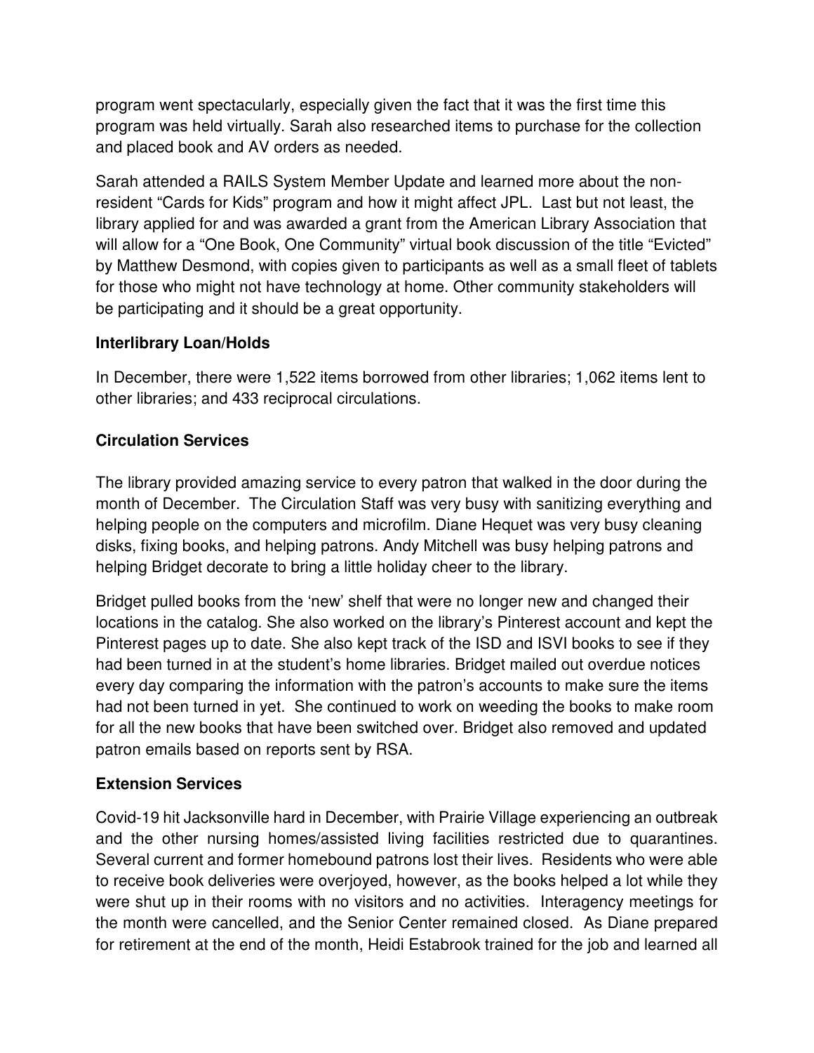program went spectacularly, especially given the fact that it was the first time this program was held virtually. Sarah also researched items to purchase for the collection and placed book and AV orders as needed.

Sarah attended a RAILS System Member Update and learned more about the non-resident "Cards for Kids" program and how it might affect JPL. Last but not least, the library applied for and was awarded a grant from the American Library Association that will allow for a "One Book, One Community" virtual book discussion of the title "Evicted" by Matthew Desmond, with copies given to participants as well as a small fleet of tablets for those who might not have technology at home. Other community stakeholders will be participating and it should be a great opportunity.

**Interlibrary Loan/Holds**

In December, there were 1,522 items borrowed from other libraries; 1,062 items lent to other libraries; and 433 reciprocal circulations.

**Circulation Services**

The library provided amazing service to every patron that walked in the door during the month of December. The Circulation Staff was very busy with sanitizing everything and helping people on the computers and microfilm. Diane Hequet was very busy cleaning disks, fixing books, and helping patrons. Andy Mitchell was busy helping patrons and helping Bridget decorate to bring a little holiday cheer to the library.

Bridget pulled books from the 'new' shelf that were no longer new and changed their locations in the catalog. She also worked on the library's Pinterest account and kept the Pinterest pages up to date. She also kept track of the ISD and ISVI books to see if they had been turned in at the student's home libraries. Bridget mailed out overdue notices every day comparing the information with the patron's accounts to make sure the items had not been turned in yet. She continued to work on weeding the books to make room for all the new books that have been switched over. Bridget also removed and updated patron emails based on reports sent by RSA.

**Extension Services**

Covid-19 hit Jacksonville hard in December, with Prairie Village experiencing an outbreak and the other nursing homes/assisted living facilities restricted due to quarantines. Several current and former homebound patrons lost their lives. Residents who were able to receive book deliveries were overjoyed, however, as the books helped a lot while they were shut up in their rooms with no visitors and no activities. Interagency meetings for the month were cancelled, and the Senior Center remained closed. As Diane prepared for retirement at the end of the month, Heidi Estabrook trained for the job and learned all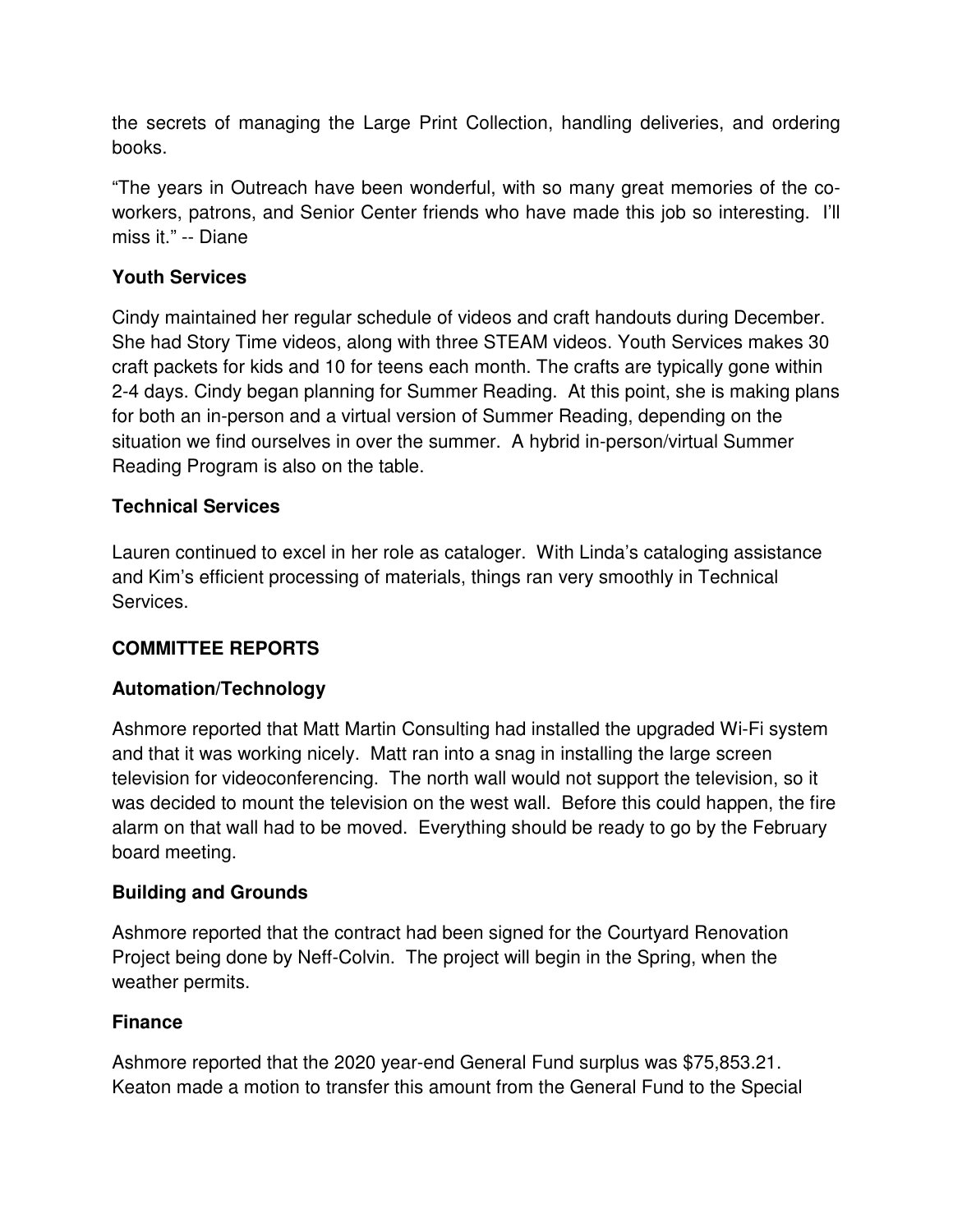the secrets of managing the Large Print Collection, handling deliveries, and ordering books.

"The years in Outreach have been wonderful, with so many great memories of the co-workers, patrons, and Senior Center friends who have made this job so interesting. I'll miss it." -- Diane

### Youth Services

Cindy maintained her regular schedule of videos and craft handouts during December. She had Story Time videos, along with three STEAM videos. Youth Services makes 30 craft packets for kids and 10 for teens each month. The crafts are typically gone within 2-4 days. Cindy began planning for Summer Reading. At this point, she is making plans for both an in-person and a virtual version of Summer Reading, depending on the situation we find ourselves in over the summer. A hybrid in-person/virtual Summer Reading Program is also on the table.

### Technical Services

Lauren continued to excel in her role as cataloger. With Linda's cataloging assistance and Kim's efficient processing of materials, things ran very smoothly in Technical Services.

## COMMITTEE REPORTS

### Automation/Technology

Ashmore reported that Matt Martin Consulting had installed the upgraded Wi-Fi system and that it was working nicely. Matt ran into a snag in installing the large screen television for videoconferencing. The north wall would not support the television, so it was decided to mount the television on the west wall. Before this could happen, the fire alarm on that wall had to be moved. Everything should be ready to go by the February board meeting.

### Building and Grounds

Ashmore reported that the contract had been signed for the Courtyard Renovation Project being done by Neff-Colvin. The project will begin in the Spring, when the weather permits.

### Finance

Ashmore reported that the 2020 year-end General Fund surplus was $75,853.21. Keaton made a motion to transfer this amount from the General Fund to the Special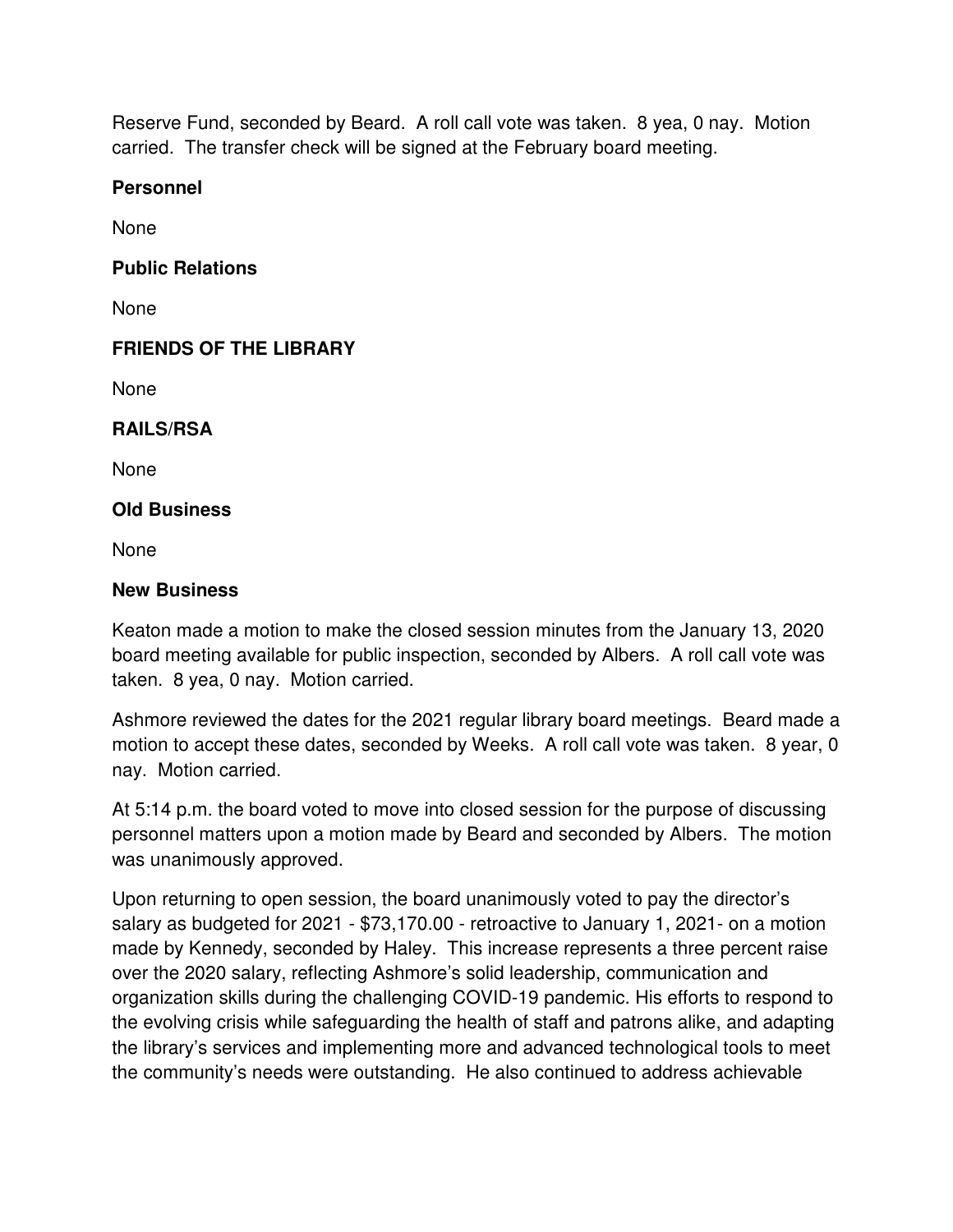Reserve Fund, seconded by Beard. A roll call vote was taken. 8 yea, 0 nay. Motion carried. The transfer check will be signed at the February board meeting.

**Personnel**

None

**Public Relations**

None

**FRIENDS OF THE LIBRARY**

None

**RAILS/RSA**

None

**Old Business**

None

**New Business**

Keaton made a motion to make the closed session minutes from the January 13, 2020 board meeting available for public inspection, seconded by Albers. A roll call vote was taken. 8 yea, 0 nay. Motion carried.

Ashmore reviewed the dates for the 2021 regular library board meetings. Beard made a motion to accept these dates, seconded by Weeks. A roll call vote was taken. 8 year, 0 nay. Motion carried.

At 5:14 p.m. the board voted to move into closed session for the purpose of discussing personnel matters upon a motion made by Beard and seconded by Albers. The motion was unanimously approved.

Upon returning to open session, the board unanimously voted to pay the director's salary as budgeted for 2021 - $73,170.00 - retroactive to January 1, 2021- on a motion made by Kennedy, seconded by Haley. This increase represents a three percent raise over the 2020 salary, reflecting Ashmore's solid leadership, communication and organization skills during the challenging COVID-19 pandemic. His efforts to respond to the evolving crisis while safeguarding the health of staff and patrons alike, and adapting the library's services and implementing more and advanced technological tools to meet the community's needs were outstanding. He also continued to address achievable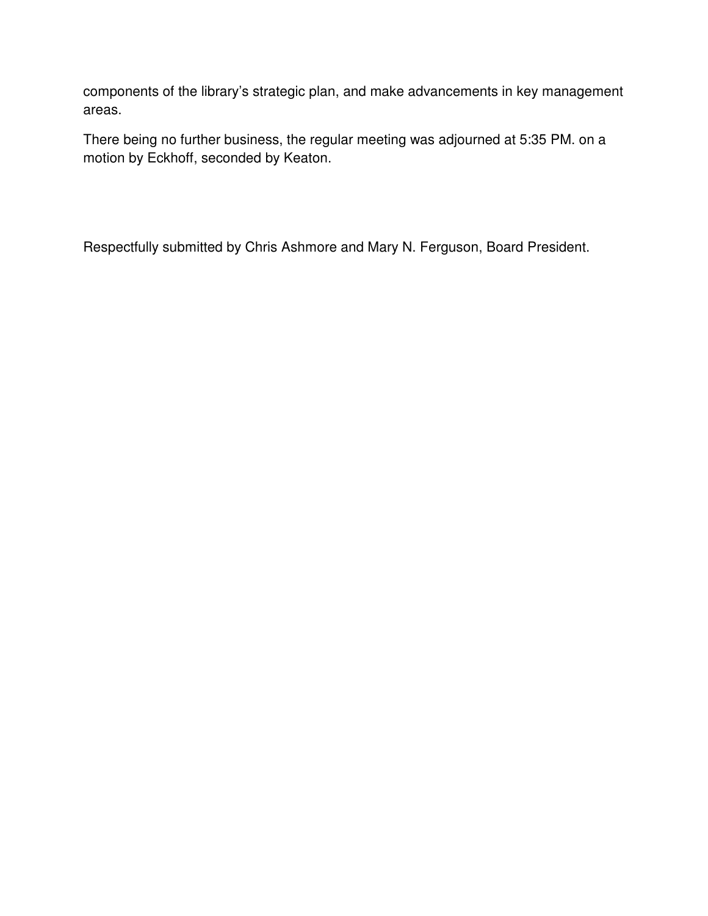components of the library's strategic plan, and make advancements in key management areas.

There being no further business, the regular meeting was adjourned at 5:35 PM. on a motion by Eckhoff, seconded by Keaton.

Respectfully submitted by Chris Ashmore and Mary N. Ferguson, Board President.